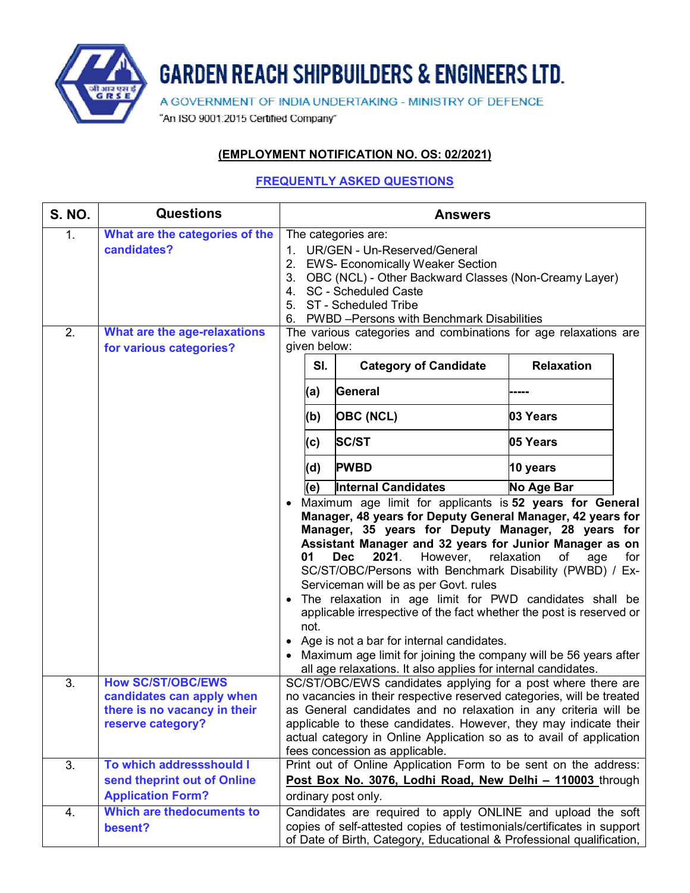# GARDEN REACH SHIPBUILDERS & ENGINEERS LTD.

A GOVERNMENT OF INDIA UNDERTAKING - MINISTRY OF DEFENCE

"An ISO 9001:2015 Certified Company"

## (EMPLOYMENT NOTIFICATION NO. OS: 02/2021)

## FREQUENTLY ASKED QUESTIONS

| S. NO. | Questions | Answers |
|---|---|---|
| 1. | **What are the categories of the candidates?** | The categories are:<br>1. UR/GEN - Un-Reserved/General<br>2. EWS- Economically Weaker Section<br>3. OBC (NCL) - Other Backward Classes (Non-Creamy Layer)<br>4. SC - Scheduled Caste<br>5. ST - Scheduled Tribe<br>6. PWBD –Persons with Benchmark Disabilities |
| 2. | **What are the age-relaxations for various categories?** | The various categories and combinations for age relaxations are given below:<br><br>**Sl.** \| **Category of Candidate** \| **Relaxation**<br>**(a)** \| **General** \| **-----**<br>**(b)** \| **OBC (NCL)** \| **03 Years**<br>**(c)** \| **SC/ST** \| **05 Years**<br>**(d)** \| **PWBD** \| **10 years**<br>**(e)** \| **Internal Candidates** \| **No Age Bar**<br><br>• Maximum age limit for applicants is **52 years for General Manager, 48 years for Deputy General Manager, 42 years for Manager, 35 years for Deputy Manager, 28 years for Assistant Manager and 32 years for Junior Manager as on 01 Dec 2021**. However, relaxation of age for SC/ST/OBC/Persons with Benchmark Disability (PWBD) / Ex-Serviceman will be as per Govt. rules<br>• The relaxation in age limit for PWD candidates shall be applicable irrespective of the fact whether the post is reserved or not.<br>• Age is not a bar for internal candidates.<br>• Maximum age limit for joining the company will be 56 years after all age relaxations. It also applies for internal candidates. |
| 3. | **How SC/ST/OBC/EWS candidates can apply when there is no vacancy in their reserve category?** | SC/ST/OBC/EWS candidates applying for a post where there are no vacancies in their respective reserved categories, will be treated as General candidates and no relaxation in any criteria will be applicable to these candidates. However, they may indicate their actual category in Online Application so as to avail of application fees concession as applicable. |
| 3. | **To which addressshould I send theprint out of Online Application Form?** | Print out of Online Application Form to be sent on the address: **Post Box No. 3076, Lodhi Road, New Delhi – 110003** through ordinary post only. |
| 4. | **Which are thedocuments to besent?** | Candidates are required to apply ONLINE and upload the soft copies of self-attested copies of testimonials/certificates in support of Date of Birth, Category, Educational & Professional qualification, |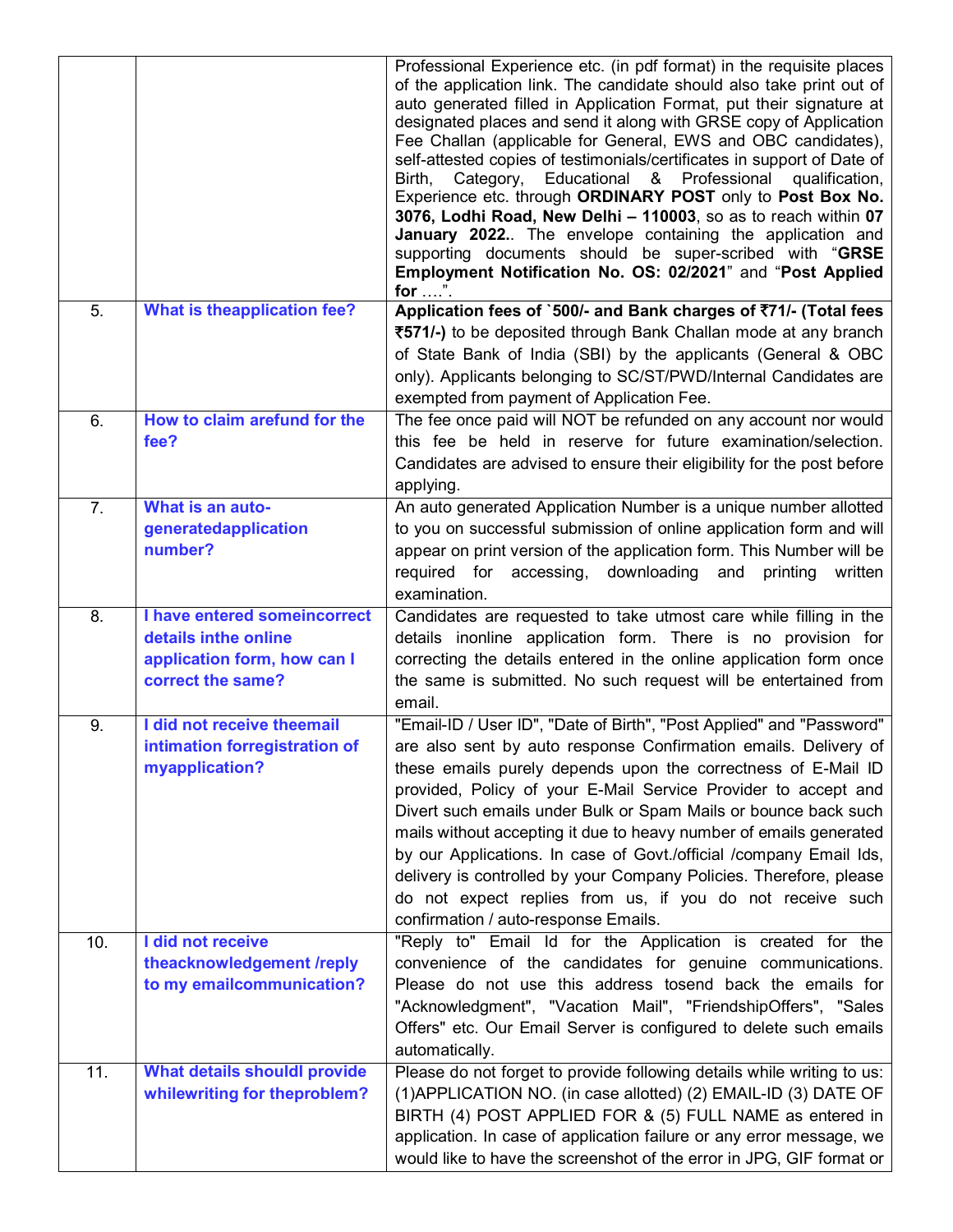| | | |
|---|---|---|
| | | Professional Experience etc. (in pdf format) in the requisite places of the application link. The candidate should also take print out of auto generated filled in Application Format, put their signature at designated places and send it along with GRSE copy of Application Fee Challan (applicable for General, EWS and OBC candidates), self-attested copies of testimonials/certificates in support of Date of Birth, Category, Educational & Professional qualification, Experience etc. through **ORDINARY POST** only to **Post Box No. 3076, Lodhi Road, New Delhi – 110003**, so as to reach within **07 January 2022.**. The envelope containing the application and supporting documents should be super-scribed with "**GRSE Employment Notification No. OS: 02/2021**" and "**Post Applied for** ….". |
| 5. | **What is theapplication fee?** | **Application fees of `500/- and Bank charges of ₹71/- (Total fees ₹571/-)** to be deposited through Bank Challan mode at any branch of State Bank of India (SBI) by the applicants (General & OBC only). Applicants belonging to SC/ST/PWD/Internal Candidates are exempted from payment of Application Fee. |
| 6. | **How to claim arefund for the fee?** | The fee once paid will NOT be refunded on any account nor would this fee be held in reserve for future examination/selection. Candidates are advised to ensure their eligibility for the post before applying. |
| 7. | **What is an auto-generatedapplication number?** | An auto generated Application Number is a unique number allotted to you on successful submission of online application form and will appear on print version of the application form. This Number will be required for accessing, downloading and printing written examination. |
| 8. | **I have entered someincorrect details inthe online application form, how can I correct the same?** | Candidates are requested to take utmost care while filling in the details inonline application form. There is no provision for correcting the details entered in the online application form once the same is submitted. No such request will be entertained from email. |
| 9. | **I did not receive theemail intimation forregistration of myapplication?** | "Email-ID / User ID", "Date of Birth", "Post Applied" and "Password" are also sent by auto response Confirmation emails. Delivery of these emails purely depends upon the correctness of E-Mail ID provided, Policy of your E-Mail Service Provider to accept and Divert such emails under Bulk or Spam Mails or bounce back such mails without accepting it due to heavy number of emails generated by our Applications. In case of Govt./official /company Email Ids, delivery is controlled by your Company Policies. Therefore, please do not expect replies from us, if you do not receive such confirmation / auto-response Emails. |
| 10. | **I did not receive theacknowledgement /reply to my emailcommunication?** | "Reply to" Email Id for the Application is created for the convenience of the candidates for genuine communications. Please do not use this address tosend back the emails for "Acknowledgment", "Vacation Mail", "FriendshipOffers", "Sales Offers" etc. Our Email Server is configured to delete such emails automatically. |
| 11. | **What details shouldI provide whilewriting for theproblem?** | Please do not forget to provide following details while writing to us: (1)APPLICATION NO. (in case allotted) (2) EMAIL-ID (3) DATE OF BIRTH (4) POST APPLIED FOR & (5) FULL NAME as entered in application. In case of application failure or any error message, we would like to have the screenshot of the error in JPG, GIF format or |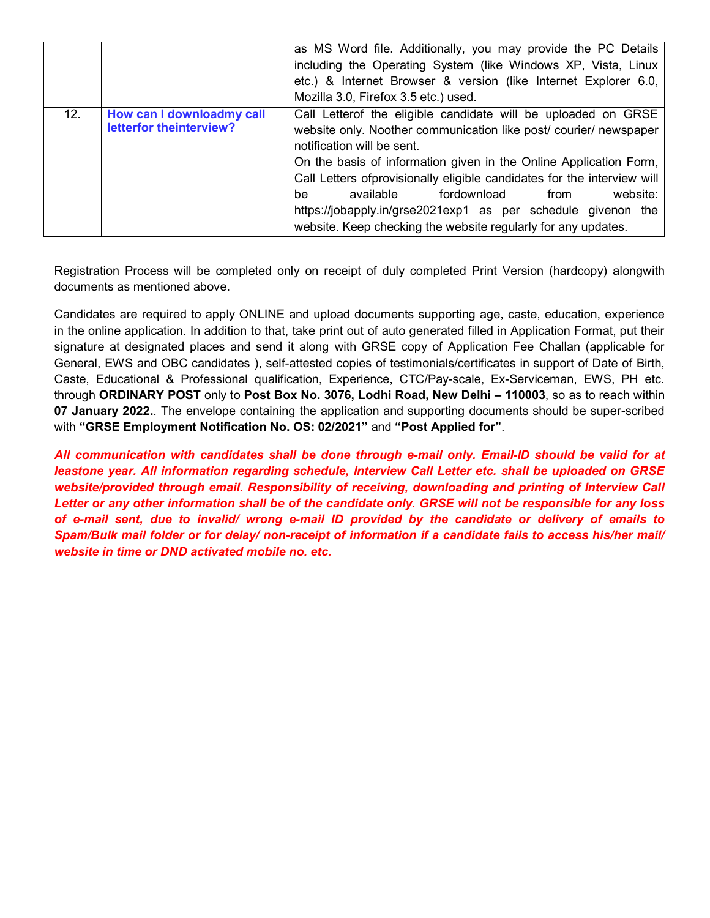| | | |
|---|---|---|
| | | as MS Word file. Additionally, you may provide the PC Details including the Operating System (like Windows XP, Vista, Linux etc.) & Internet Browser & version (like Internet Explorer 6.0, Mozilla 3.0, Firefox 3.5 etc.) used. |
| 12. | **How can I downloadmy call letterfor theinterview?** | Call Letterof the eligible candidate will be uploaded on GRSE website only. Noother communication like post/ courier/ newspaper notification will be sent.<br>On the basis of information given in the Online Application Form, Call Letters ofprovisionally eligible candidates for the interview will be available fordownload from website: https://jobapply.in/grse2021exp1 as per schedule givenon the website. Keep checking the website regularly for any updates. |

Registration Process will be completed only on receipt of duly completed Print Version (hardcopy) alongwith documents as mentioned above.

Candidates are required to apply ONLINE and upload documents supporting age, caste, education, experience in the online application. In addition to that, take print out of auto generated filled in Application Format, put their signature at designated places and send it along with GRSE copy of Application Fee Challan (applicable for General, EWS and OBC candidates ), self-attested copies of testimonials/certificates in support of Date of Birth, Caste, Educational & Professional qualification, Experience, CTC/Pay-scale, Ex-Serviceman, EWS, PH etc. through **ORDINARY POST** only to **Post Box No. 3076, Lodhi Road, New Delhi – 110003**, so as to reach within **07 January 2022.**. The envelope containing the application and supporting documents should be super-scribed with **"GRSE Employment Notification No. OS: 02/2021"** and **"Post Applied for"**.

***All communication with candidates shall be done through e-mail only. Email-ID should be valid for at leastone year. All information regarding schedule, Interview Call Letter etc. shall be uploaded on GRSE website/provided through email. Responsibility of receiving, downloading and printing of Interview Call Letter or any other information shall be of the candidate only. GRSE will not be responsible for any loss of e-mail sent, due to invalid/ wrong e-mail ID provided by the candidate or delivery of emails to Spam/Bulk mail folder or for delay/ non-receipt of information if a candidate fails to access his/her mail/ website in time or DND activated mobile no. etc.***